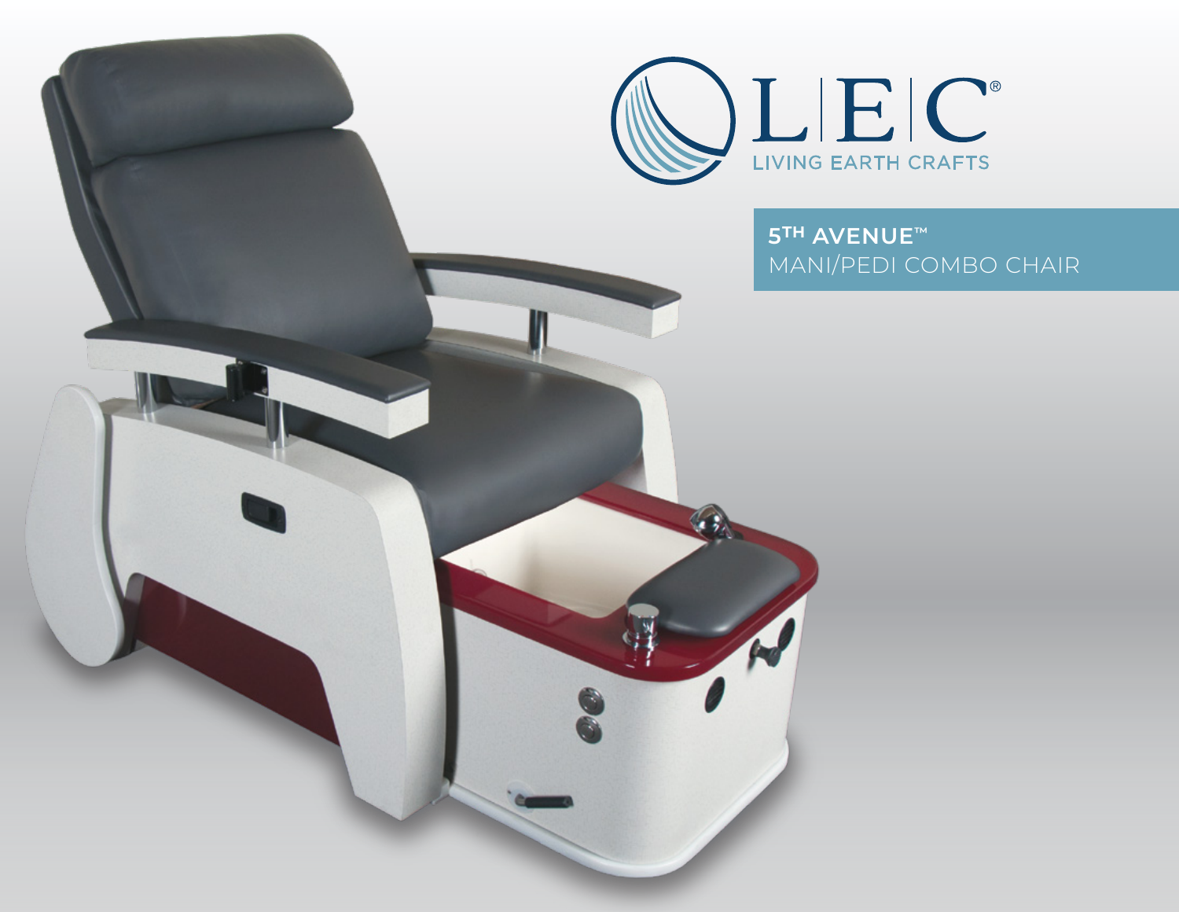# L|E|C®

LIVING EARTH CRAFTS

## 5TH AVENUE™

MANI/PEDI COMBO CHAIR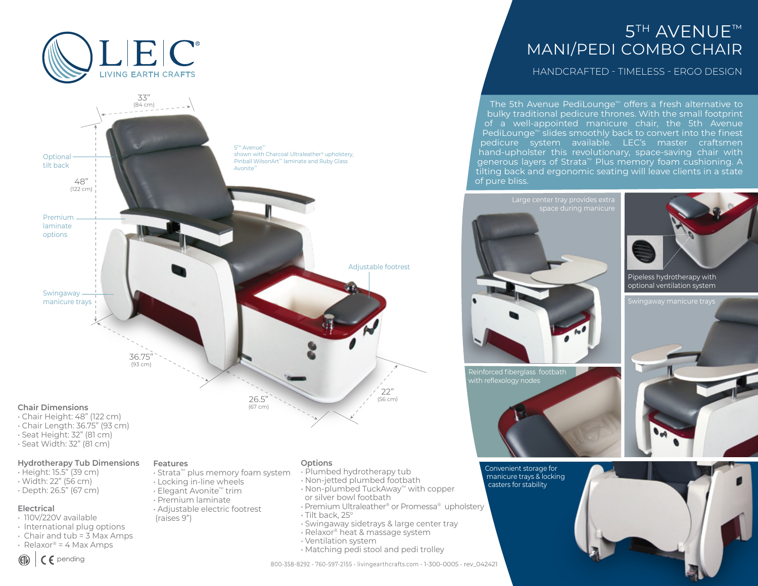LEC LIVING EARTH CRAFTS

# 5TH AVENUE™ MANI/PEDI COMBO CHAIR

HANDCRAFTED - TIMELESS - ERGO DESIGN

The 5th Avenue PediLounge™ offers a fresh alternative to bulky traditional pedicure thrones. With the small footprint of a well-appointed manicure chair, the 5th Avenue PediLounge™ slides smoothly back to convert into the finest pedicure system available. LEC's master craftsmen hand-upholster this revolutionary, space-saving chair with generous layers of Strata™ Plus memory foam cushioning. A tilting back and ergonomic seating will leave clients in a state of pure bliss.

33" (84 cm)

48" (122 cm)

36.75" (93 cm)

26.5" (67 cm)

22" (56 cm)

Optional tilt back

Premium laminate options

Swingaway manicure trays

Adjustable footrest

5TH Avenue™ shown with Charcoal Ultraleather® upholstery, Pinball WilsonArt™ laminate and Ruby Glass Avonite™

Large center tray provides extra space during manicure

Pipeless hydrotherapy with optional ventilation system

Swingaway manicure trays

Reinforced fiberglass footbath with reflexology nodes

Convenient storage for manicure trays & locking casters for stability

### Chair Dimensions
- Chair Height: 48" (122 cm)
- Chair Length: 36.75" (93 cm)
- Seat Height: 32" (81 cm)
- Seat Width: 32" (81 cm)

### Hydrotherapy Tub Dimensions
- Height: 15.5" (39 cm)
- Width: 22" (56 cm)
- Depth: 26.5" (67 cm)

### Electrical
- 110V/220V available
- International plug options
- Chair and tub = 3 Max Amps
- Relaxor® = 4 Max Amps

CE pending

### Features
- Strata™ plus memory foam system
- Locking in-line wheels
- Elegant Avonite™ trim
- Premium laminate
- Adjustable electric footrest (raises 9")

### Options
- Plumbed hydrotherapy tub
- Non-jetted plumbed footbath
- Non-plumbed TuckAway™ with copper or silver bowl footbath
- Premium Ultraleather® or Promessa® upholstery
- Tilt back, 25°
- Swingaway sidetrays & large center tray
- Relaxor® heat & massage system
- Ventilation system
- Matching pedi stool and pedi trolley

800-358-8292 • 760-597-2155 • livingearthcrafts.com • 1-300-0005 • rev_042421